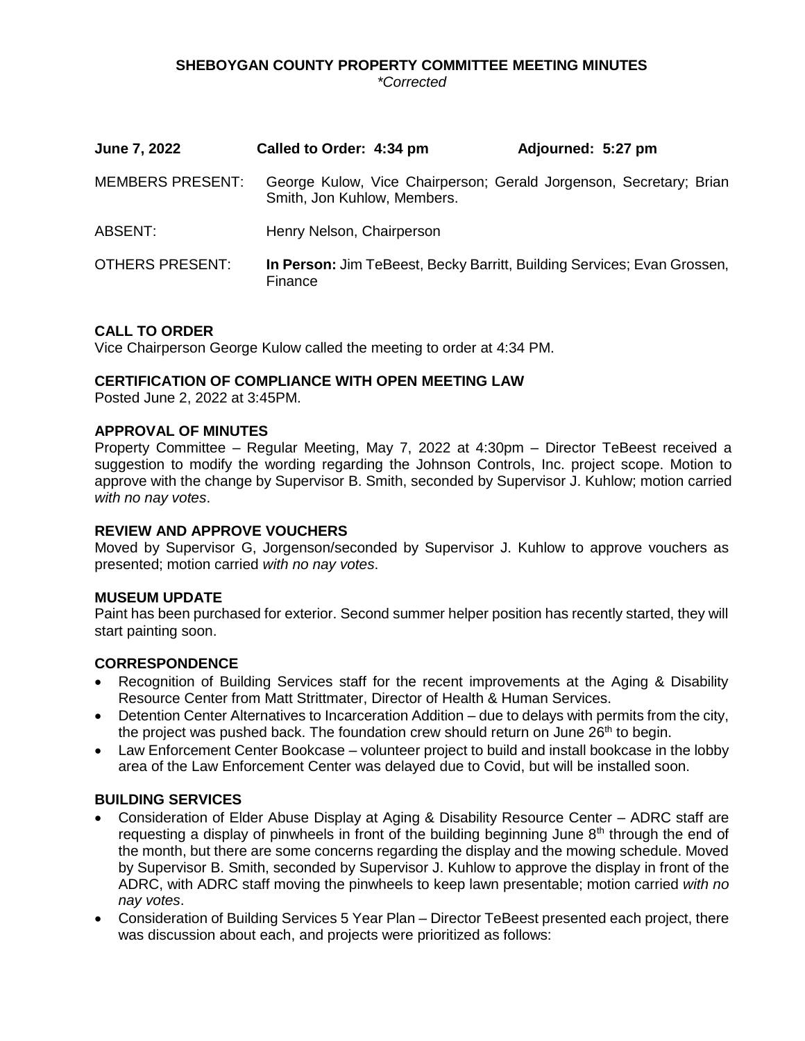# SHEBOYGAN COUNTY PROPERTY COMMITTEE MEETING MINUTES

*\*Corrected*

| **June 7, 2022** | **Called to Order: 4:34 pm** | **Adjourned: 5:27 pm** |
|---|---|---|

MEMBERS PRESENT: George Kulow, Vice Chairperson; Gerald Jorgenson, Secretary; Brian Smith, Jon Kuhlow, Members.

ABSENT: Henry Nelson, Chairperson

OTHERS PRESENT: **In Person:** Jim TeBeest, Becky Barritt, Building Services; Evan Grossen, Finance

### CALL TO ORDER

Vice Chairperson George Kulow called the meeting to order at 4:34 PM.

### CERTIFICATION OF COMPLIANCE WITH OPEN MEETING LAW

Posted June 2, 2022 at 3:45PM.

### APPROVAL OF MINUTES

Property Committee – Regular Meeting, May 7, 2022 at 4:30pm – Director TeBeest received a suggestion to modify the wording regarding the Johnson Controls, Inc. project scope. Motion to approve with the change by Supervisor B. Smith, seconded by Supervisor J. Kuhlow; motion carried *with no nay votes*.

### REVIEW AND APPROVE VOUCHERS

Moved by Supervisor G, Jorgenson/seconded by Supervisor J. Kuhlow to approve vouchers as presented; motion carried *with no nay votes*.

### MUSEUM UPDATE

Paint has been purchased for exterior. Second summer helper position has recently started, they will start painting soon.

### CORRESPONDENCE

- Recognition of Building Services staff for the recent improvements at the Aging & Disability Resource Center from Matt Strittmater, Director of Health & Human Services.
- Detention Center Alternatives to Incarceration Addition – due to delays with permits from the city, the project was pushed back. The foundation crew should return on June 26th to begin.
- Law Enforcement Center Bookcase – volunteer project to build and install bookcase in the lobby area of the Law Enforcement Center was delayed due to Covid, but will be installed soon.

### BUILDING SERVICES

- Consideration of Elder Abuse Display at Aging & Disability Resource Center – ADRC staff are requesting a display of pinwheels in front of the building beginning June 8th through the end of the month, but there are some concerns regarding the display and the mowing schedule. Moved by Supervisor B. Smith, seconded by Supervisor J. Kuhlow to approve the display in front of the ADRC, with ADRC staff moving the pinwheels to keep lawn presentable; motion carried *with no nay votes*.
- Consideration of Building Services 5 Year Plan – Director TeBeest presented each project, there was discussion about each, and projects were prioritized as follows: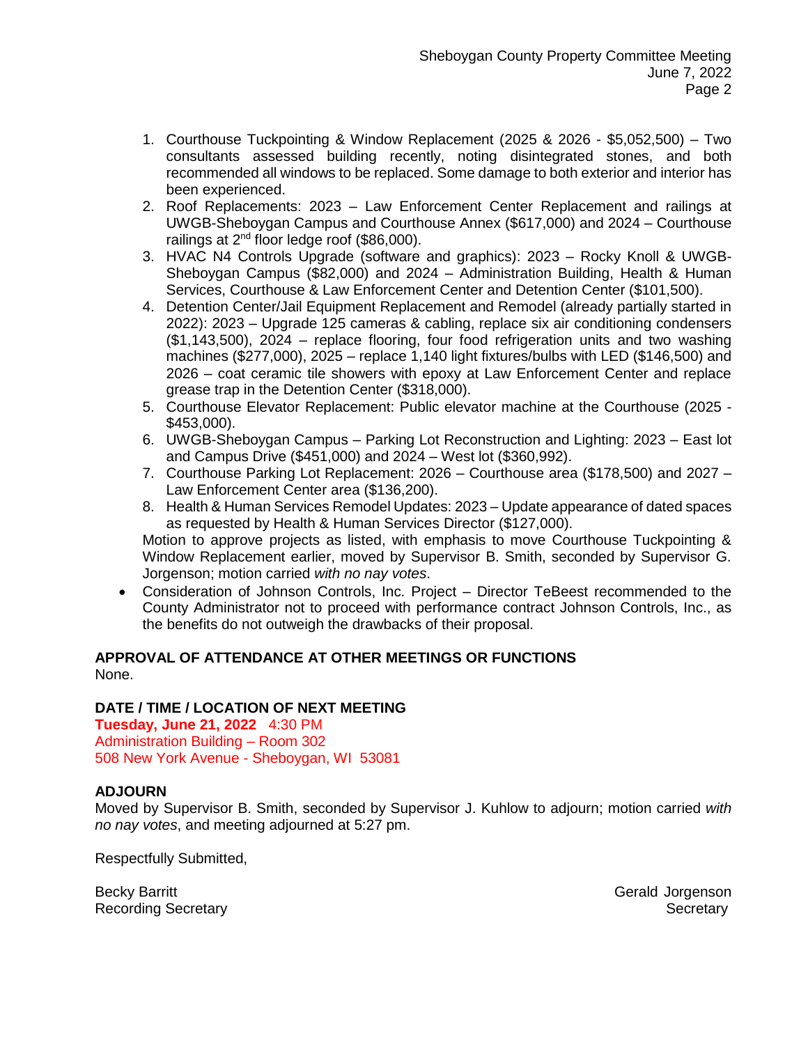1. Courthouse Tuckpointing & Window Replacement (2025 & 2026 - $5,052,500) – Two consultants assessed building recently, noting disintegrated stones, and both recommended all windows to be replaced. Some damage to both exterior and interior has been experienced.
2. Roof Replacements: 2023 – Law Enforcement Center Replacement and railings at UWGB-Sheboygan Campus and Courthouse Annex ($617,000) and 2024 – Courthouse railings at 2nd floor ledge roof ($86,000).
3. HVAC N4 Controls Upgrade (software and graphics): 2023 – Rocky Knoll & UWGB-Sheboygan Campus ($82,000) and 2024 – Administration Building, Health & Human Services, Courthouse & Law Enforcement Center and Detention Center ($101,500).
4. Detention Center/Jail Equipment Replacement and Remodel (already partially started in 2022): 2023 – Upgrade 125 cameras & cabling, replace six air conditioning condensers ($1,143,500), 2024 – replace flooring, four food refrigeration units and two washing machines ($277,000), 2025 – replace 1,140 light fixtures/bulbs with LED ($146,500) and 2026 – coat ceramic tile showers with epoxy at Law Enforcement Center and replace grease trap in the Detention Center ($318,000).
5. Courthouse Elevator Replacement: Public elevator machine at the Courthouse (2025 - $453,000).
6. UWGB-Sheboygan Campus – Parking Lot Reconstruction and Lighting: 2023 – East lot and Campus Drive ($451,000) and 2024 – West lot ($360,992).
7. Courthouse Parking Lot Replacement: 2026 – Courthouse area ($178,500) and 2027 – Law Enforcement Center area ($136,200).
8. Health & Human Services Remodel Updates: 2023 – Update appearance of dated spaces as requested by Health & Human Services Director ($127,000).

Motion to approve projects as listed, with emphasis to move Courthouse Tuckpointing & Window Replacement earlier, moved by Supervisor B. Smith, seconded by Supervisor G. Jorgenson; motion carried *with no nay votes*.

- Consideration of Johnson Controls, Inc. Project – Director TeBeest recommended to the County Administrator not to proceed with performance contract Johnson Controls, Inc., as the benefits do not outweigh the drawbacks of their proposal.

**APPROVAL OF ATTENDANCE AT OTHER MEETINGS OR FUNCTIONS**

None.

**DATE / TIME / LOCATION OF NEXT MEETING**

**Tuesday, June 21, 2022** 4:30 PM
Administration Building – Room 302
508 New York Avenue - Sheboygan, WI 53081

**ADJOURN**

Moved by Supervisor B. Smith, seconded by Supervisor J. Kuhlow to adjourn; motion carried *with no nay votes*, and meeting adjourned at 5:27 pm.

Respectfully Submitted,

Becky Barritt
Recording Secretary

Gerald Jorgenson
Secretary